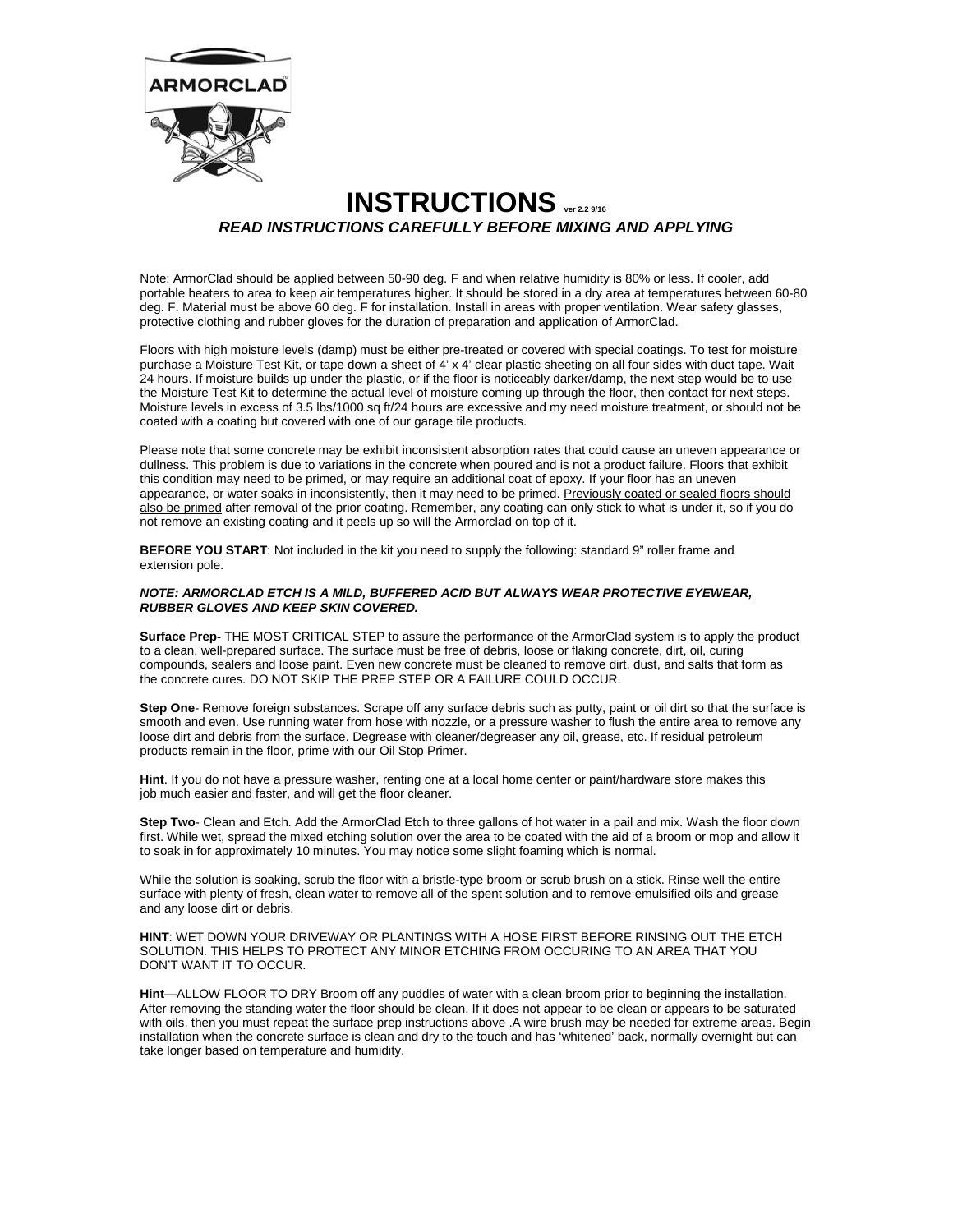# INSTRUCTIONS ver 2.2 9/16

***READ INSTRUCTIONS CAREFULLY BEFORE MIXING AND APPLYING***

Note: ArmorClad should be applied between 50-90 deg. F and when relative humidity is 80% or less. If cooler, add portable heaters to area to keep air temperatures higher. It should be stored in a dry area at temperatures between 60-80 deg. F. Material must be above 60 deg. F for installation. Install in areas with proper ventilation. Wear safety glasses, protective clothing and rubber gloves for the duration of preparation and application of ArmorClad.

Floors with high moisture levels (damp) must be either pre-treated or covered with special coatings. To test for moisture purchase a Moisture Test Kit, or tape down a sheet of 4' x 4' clear plastic sheeting on all four sides with duct tape. Wait 24 hours. If moisture builds up under the plastic, or if the floor is noticeably darker/damp, the next step would be to use the Moisture Test Kit to determine the actual level of moisture coming up through the floor, then contact for next steps. Moisture levels in excess of 3.5 lbs/1000 sq ft/24 hours are excessive and my need moisture treatment, or should not be coated with a coating but covered with one of our garage tile products.

Please note that some concrete may be exhibit inconsistent absorption rates that could cause an uneven appearance or dullness. This problem is due to variations in the concrete when poured and is not a product failure. Floors that exhibit this condition may need to be primed, or may require an additional coat of epoxy. If your floor has an uneven appearance, or water soaks in inconsistently, then it may need to be primed. Previously coated or sealed floors should also be primed after removal of the prior coating. Remember, any coating can only stick to what is under it, so if you do not remove an existing coating and it peels up so will the Armorclad on top of it.

**BEFORE YOU START**: Not included in the kit you need to supply the following: standard 9" roller frame and extension pole.

***NOTE: ARMORCLAD ETCH IS A MILD, BUFFERED ACID BUT ALWAYS WEAR PROTECTIVE EYEWEAR, RUBBER GLOVES AND KEEP SKIN COVERED.***

**Surface Prep-** THE MOST CRITICAL STEP to assure the performance of the ArmorClad system is to apply the product to a clean, well-prepared surface. The surface must be free of debris, loose or flaking concrete, dirt, oil, curing compounds, sealers and loose paint. Even new concrete must be cleaned to remove dirt, dust, and salts that form as the concrete cures. DO NOT SKIP THE PREP STEP OR A FAILURE COULD OCCUR.

**Step One**- Remove foreign substances. Scrape off any surface debris such as putty, paint or oil dirt so that the surface is smooth and even. Use running water from hose with nozzle, or a pressure washer to flush the entire area to remove any loose dirt and debris from the surface. Degrease with cleaner/degreaser any oil, grease, etc. If residual petroleum products remain in the floor, prime with our Oil Stop Primer.

**Hint**. If you do not have a pressure washer, renting one at a local home center or paint/hardware store makes this job much easier and faster, and will get the floor cleaner.

**Step Two**- Clean and Etch. Add the ArmorClad Etch to three gallons of hot water in a pail and mix. Wash the floor down first. While wet, spread the mixed etching solution over the area to be coated with the aid of a broom or mop and allow it to soak in for approximately 10 minutes. You may notice some slight foaming which is normal.

While the solution is soaking, scrub the floor with a bristle-type broom or scrub brush on a stick. Rinse well the entire surface with plenty of fresh, clean water to remove all of the spent solution and to remove emulsified oils and grease and any loose dirt or debris.

**HINT**: WET DOWN YOUR DRIVEWAY OR PLANTINGS WITH A HOSE FIRST BEFORE RINSING OUT THE ETCH SOLUTION. THIS HELPS TO PROTECT ANY MINOR ETCHING FROM OCCURING TO AN AREA THAT YOU DON'T WANT IT TO OCCUR.

**Hint**—ALLOW FLOOR TO DRY Broom off any puddles of water with a clean broom prior to beginning the installation. After removing the standing water the floor should be clean. If it does not appear to be clean or appears to be saturated with oils, then you must repeat the surface prep instructions above .A wire brush may be needed for extreme areas. Begin installation when the concrete surface is clean and dry to the touch and has 'whitened' back, normally overnight but can take longer based on temperature and humidity.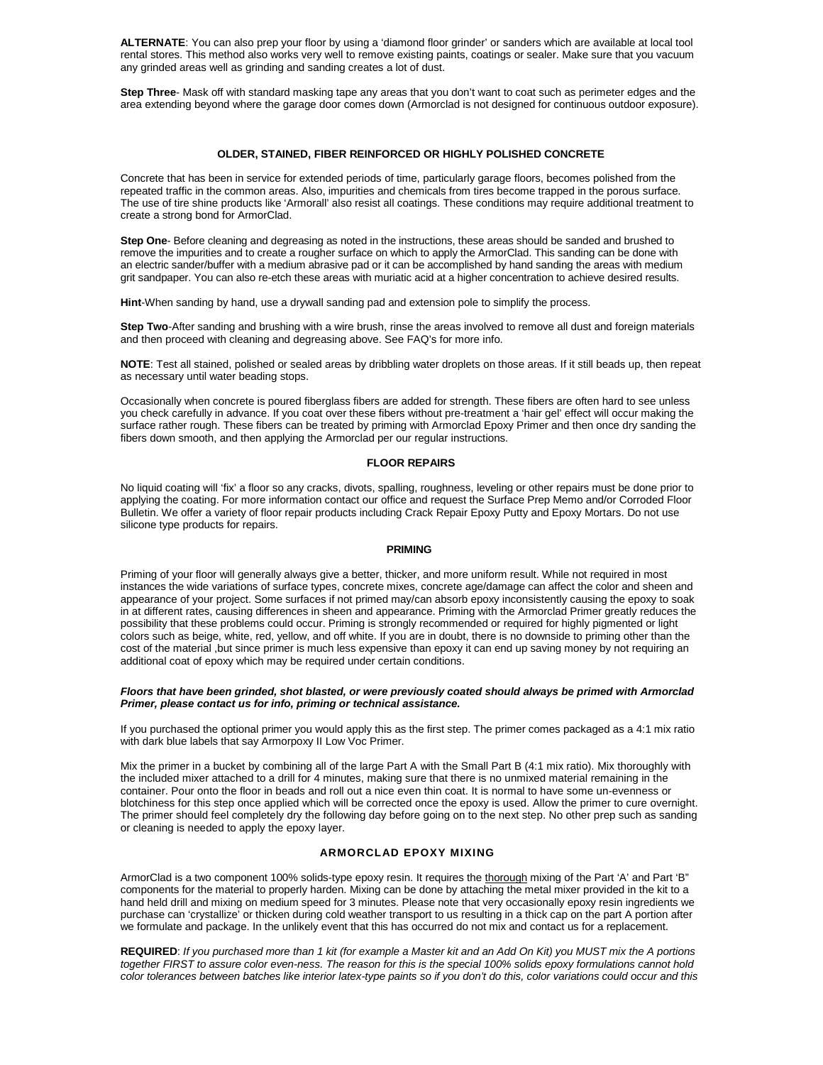**ALTERNATE**: You can also prep your floor by using a 'diamond floor grinder' or sanders which are available at local tool rental stores. This method also works very well to remove existing paints, coatings or sealer. Make sure that you vacuum any grinded areas well as grinding and sanding creates a lot of dust.

**Step Three**- Mask off with standard masking tape any areas that you don't want to coat such as perimeter edges and the area extending beyond where the garage door comes down (Armorclad is not designed for continuous outdoor exposure).

## OLDER, STAINED, FIBER REINFORCED OR HIGHLY POLISHED CONCRETE

Concrete that has been in service for extended periods of time, particularly garage floors, becomes polished from the repeated traffic in the common areas. Also, impurities and chemicals from tires become trapped in the porous surface. The use of tire shine products like 'Armorall' also resist all coatings. These conditions may require additional treatment to create a strong bond for ArmorClad.

**Step One**- Before cleaning and degreasing as noted in the instructions, these areas should be sanded and brushed to remove the impurities and to create a rougher surface on which to apply the ArmorClad. This sanding can be done with an electric sander/buffer with a medium abrasive pad or it can be accomplished by hand sanding the areas with medium grit sandpaper. You can also re-etch these areas with muriatic acid at a higher concentration to achieve desired results.

**Hint**-When sanding by hand, use a drywall sanding pad and extension pole to simplify the process.

**Step Two**-After sanding and brushing with a wire brush, rinse the areas involved to remove all dust and foreign materials and then proceed with cleaning and degreasing above. See FAQ's for more info.

**NOTE**: Test all stained, polished or sealed areas by dribbling water droplets on those areas. If it still beads up, then repeat as necessary until water beading stops.

Occasionally when concrete is poured fiberglass fibers are added for strength. These fibers are often hard to see unless you check carefully in advance. If you coat over these fibers without pre-treatment a 'hair gel' effect will occur making the surface rather rough. These fibers can be treated by priming with Armorclad Epoxy Primer and then once dry sanding the fibers down smooth, and then applying the Armorclad per our regular instructions.

## FLOOR REPAIRS

No liquid coating will 'fix' a floor so any cracks, divots, spalling, roughness, leveling or other repairs must be done prior to applying the coating. For more information contact our office and request the Surface Prep Memo and/or Corroded Floor Bulletin. We offer a variety of floor repair products including Crack Repair Epoxy Putty and Epoxy Mortars. Do not use silicone type products for repairs.

## PRIMING

Priming of your floor will generally always give a better, thicker, and more uniform result. While not required in most instances the wide variations of surface types, concrete mixes, concrete age/damage can affect the color and sheen and appearance of your project. Some surfaces if not primed may/can absorb epoxy inconsistently causing the epoxy to soak in at different rates, causing differences in sheen and appearance. Priming with the Armorclad Primer greatly reduces the possibility that these problems could occur. Priming is strongly recommended or required for highly pigmented or light colors such as beige, white, red, yellow, and off white. If you are in doubt, there is no downside to priming other than the cost of the material ,but since primer is much less expensive than epoxy it can end up saving money by not requiring an additional coat of epoxy which may be required under certain conditions.

***Floors that have been grinded, shot blasted, or were previously coated should always be primed with Armorclad Primer, please contact us for info, priming or technical assistance.***

If you purchased the optional primer you would apply this as the first step. The primer comes packaged as a 4:1 mix ratio with dark blue labels that say Armorpoxy II Low Voc Primer.

Mix the primer in a bucket by combining all of the large Part A with the Small Part B (4:1 mix ratio). Mix thoroughly with the included mixer attached to a drill for 4 minutes, making sure that there is no unmixed material remaining in the container. Pour onto the floor in beads and roll out a nice even thin coat. It is normal to have some un-evenness or blotchiness for this step once applied which will be corrected once the epoxy is used. Allow the primer to cure overnight. The primer should feel completely dry the following day before going on to the next step. No other prep such as sanding or cleaning is needed to apply the epoxy layer.

## ARMORCLAD EPOXY MIXING

ArmorClad is a two component 100% solids-type epoxy resin. It requires the thorough mixing of the Part 'A' and Part 'B" components for the material to properly harden. Mixing can be done by attaching the metal mixer provided in the kit to a hand held drill and mixing on medium speed for 3 minutes. Please note that very occasionally epoxy resin ingredients we purchase can 'crystallize' or thicken during cold weather transport to us resulting in a thick cap on the part A portion after we formulate and package. In the unlikely event that this has occurred do not mix and contact us for a replacement.

**REQUIRED**: *If you purchased more than 1 kit (for example a Master kit and an Add On Kit) you MUST mix the A portions together FIRST to assure color even-ness. The reason for this is the special 100% solids epoxy formulations cannot hold color tolerances between batches like interior latex-type paints so if you don't do this, color variations could occur and this*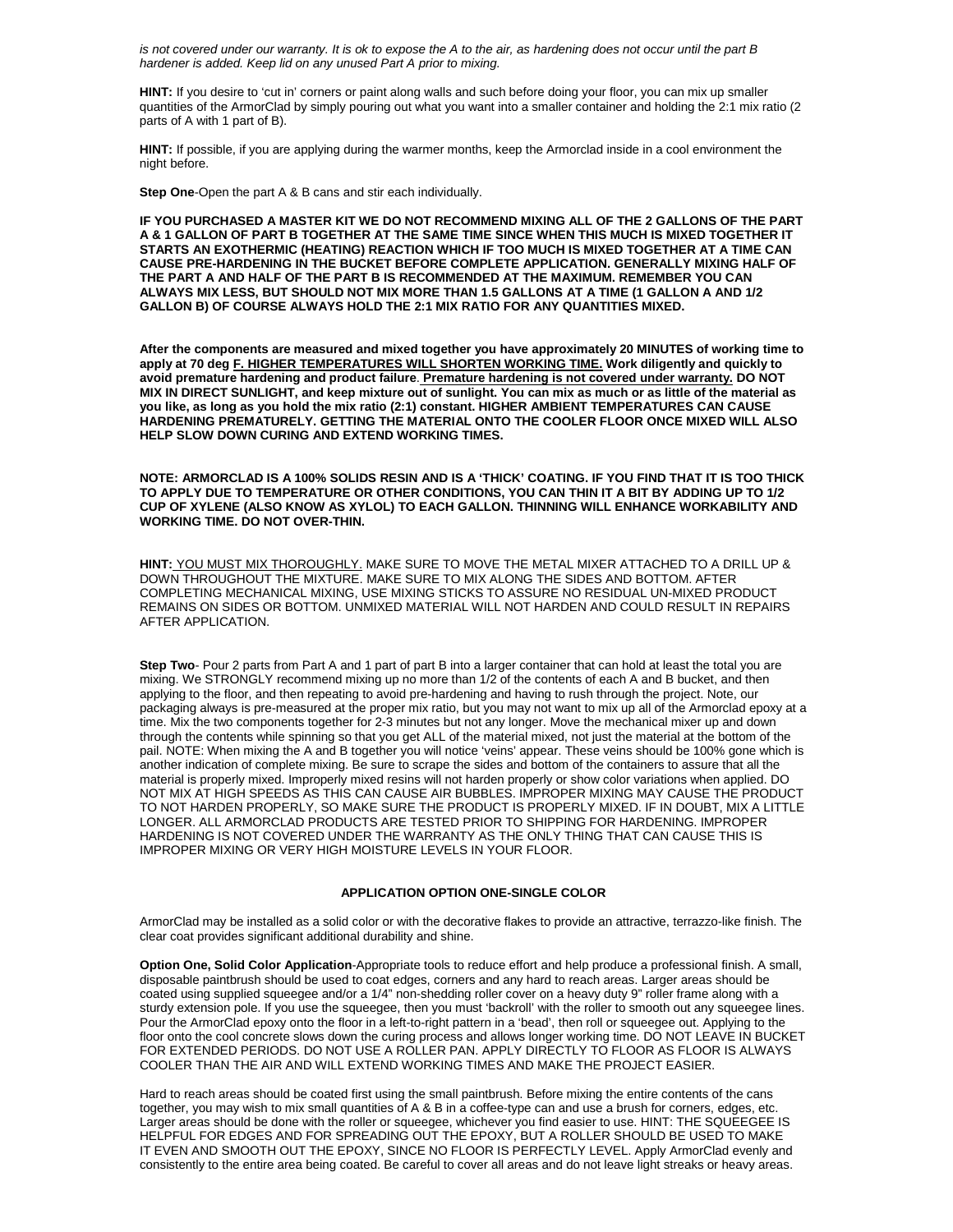*is not covered under our warranty. It is ok to expose the A to the air, as hardening does not occur until the part B hardener is added. Keep lid on any unused Part A prior to mixing.*

**HINT:** If you desire to 'cut in' corners or paint along walls and such before doing your floor, you can mix up smaller quantities of the ArmorClad by simply pouring out what you want into a smaller container and holding the 2:1 mix ratio (2 parts of A with 1 part of B).

**HINT:** If possible, if you are applying during the warmer months, keep the Armorclad inside in a cool environment the night before.

**Step One**-Open the part A & B cans and stir each individually.

**IF YOU PURCHASED A MASTER KIT WE DO NOT RECOMMEND MIXING ALL OF THE 2 GALLONS OF THE PART A & 1 GALLON OF PART B TOGETHER AT THE SAME TIME SINCE WHEN THIS MUCH IS MIXED TOGETHER IT STARTS AN EXOTHERMIC (HEATING) REACTION WHICH IF TOO MUCH IS MIXED TOGETHER AT A TIME CAN CAUSE PRE-HARDENING IN THE BUCKET BEFORE COMPLETE APPLICATION. GENERALLY MIXING HALF OF THE PART A AND HALF OF THE PART B IS RECOMMENDED AT THE MAXIMUM. REMEMBER YOU CAN ALWAYS MIX LESS, BUT SHOULD NOT MIX MORE THAN 1.5 GALLONS AT A TIME (1 GALLON A AND 1/2 GALLON B) OF COURSE ALWAYS HOLD THE 2:1 MIX RATIO FOR ANY QUANTITIES MIXED.**

**After the components are measured and mixed together you have approximately 20 MINUTES of working time to apply at 70 deg <u>F. HIGHER TEMPERATURES WILL SHORTEN WORKING TIME.</u> Work diligently and quickly to avoid premature hardening and product failure. <u>Premature hardening is not covered under warranty.</u> DO NOT MIX IN DIRECT SUNLIGHT, and keep mixture out of sunlight. You can mix as much or as little of the material as you like, as long as you hold the mix ratio (2:1) constant. HIGHER AMBIENT TEMPERATURES CAN CAUSE HARDENING PREMATURELY. GETTING THE MATERIAL ONTO THE COOLER FLOOR ONCE MIXED WILL ALSO HELP SLOW DOWN CURING AND EXTEND WORKING TIMES.**

**NOTE: ARMORCLAD IS A 100% SOLIDS RESIN AND IS A 'THICK' COATING. IF YOU FIND THAT IT IS TOO THICK TO APPLY DUE TO TEMPERATURE OR OTHER CONDITIONS, YOU CAN THIN IT A BIT BY ADDING UP TO 1/2 CUP OF XYLENE (ALSO KNOW AS XYLOL) TO EACH GALLON. THINNING WILL ENHANCE WORKABILITY AND WORKING TIME. DO NOT OVER-THIN.**

**HINT:** <u>YOU MUST MIX THOROUGHLY.</u> MAKE SURE TO MOVE THE METAL MIXER ATTACHED TO A DRILL UP & DOWN THROUGHOUT THE MIXTURE. MAKE SURE TO MIX ALONG THE SIDES AND BOTTOM. AFTER COMPLETING MECHANICAL MIXING, USE MIXING STICKS TO ASSURE NO RESIDUAL UN-MIXED PRODUCT REMAINS ON SIDES OR BOTTOM. UNMIXED MATERIAL WILL NOT HARDEN AND COULD RESULT IN REPAIRS AFTER APPLICATION.

**Step Two**- Pour 2 parts from Part A and 1 part of part B into a larger container that can hold at least the total you are mixing. We STRONGLY recommend mixing up no more than 1/2 of the contents of each A and B bucket, and then applying to the floor, and then repeating to avoid pre-hardening and having to rush through the project. Note, our packaging always is pre-measured at the proper mix ratio, but you may not want to mix up all of the Armorclad epoxy at a time. Mix the two components together for 2-3 minutes but not any longer. Move the mechanical mixer up and down through the contents while spinning so that you get ALL of the material mixed, not just the material at the bottom of the pail. NOTE: When mixing the A and B together you will notice 'veins' appear. These veins should be 100% gone which is another indication of complete mixing. Be sure to scrape the sides and bottom of the containers to assure that all the material is properly mixed. Improperly mixed resins will not harden properly or show color variations when applied. DO NOT MIX AT HIGH SPEEDS AS THIS CAN CAUSE AIR BUBBLES. IMPROPER MIXING MAY CAUSE THE PRODUCT TO NOT HARDEN PROPERLY, SO MAKE SURE THE PRODUCT IS PROPERLY MIXED. IF IN DOUBT, MIX A LITTLE LONGER. ALL ARMORCLAD PRODUCTS ARE TESTED PRIOR TO SHIPPING FOR HARDENING. IMPROPER HARDENING IS NOT COVERED UNDER THE WARRANTY AS THE ONLY THING THAT CAN CAUSE THIS IS IMPROPER MIXING OR VERY HIGH MOISTURE LEVELS IN YOUR FLOOR.

## APPLICATION OPTION ONE-SINGLE COLOR

ArmorClad may be installed as a solid color or with the decorative flakes to provide an attractive, terrazzo-like finish. The clear coat provides significant additional durability and shine.

**Option One, Solid Color Application**-Appropriate tools to reduce effort and help produce a professional finish. A small, disposable paintbrush should be used to coat edges, corners and any hard to reach areas. Larger areas should be coated using supplied squeegee and/or a 1/4" non-shedding roller cover on a heavy duty 9" roller frame along with a sturdy extension pole. If you use the squeegee, then you must 'backroll' with the roller to smooth out any squeegee lines. Pour the ArmorClad epoxy onto the floor in a left-to-right pattern in a 'bead', then roll or squeegee out. Applying to the floor onto the cool concrete slows down the curing process and allows longer working time. DO NOT LEAVE IN BUCKET FOR EXTENDED PERIODS. DO NOT USE A ROLLER PAN. APPLY DIRECTLY TO FLOOR AS FLOOR IS ALWAYS COOLER THAN THE AIR AND WILL EXTEND WORKING TIMES AND MAKE THE PROJECT EASIER.

Hard to reach areas should be coated first using the small paintbrush. Before mixing the entire contents of the cans together, you may wish to mix small quantities of A & B in a coffee-type can and use a brush for corners, edges, etc. Larger areas should be done with the roller or squeegee, whichever you find easier to use. HINT: THE SQUEEGEE IS HELPFUL FOR EDGES AND FOR SPREADING OUT THE EPOXY, BUT A ROLLER SHOULD BE USED TO MAKE IT EVEN AND SMOOTH OUT THE EPOXY, SINCE NO FLOOR IS PERFECTLY LEVEL. Apply ArmorClad evenly and consistently to the entire area being coated. Be careful to cover all areas and do not leave light streaks or heavy areas.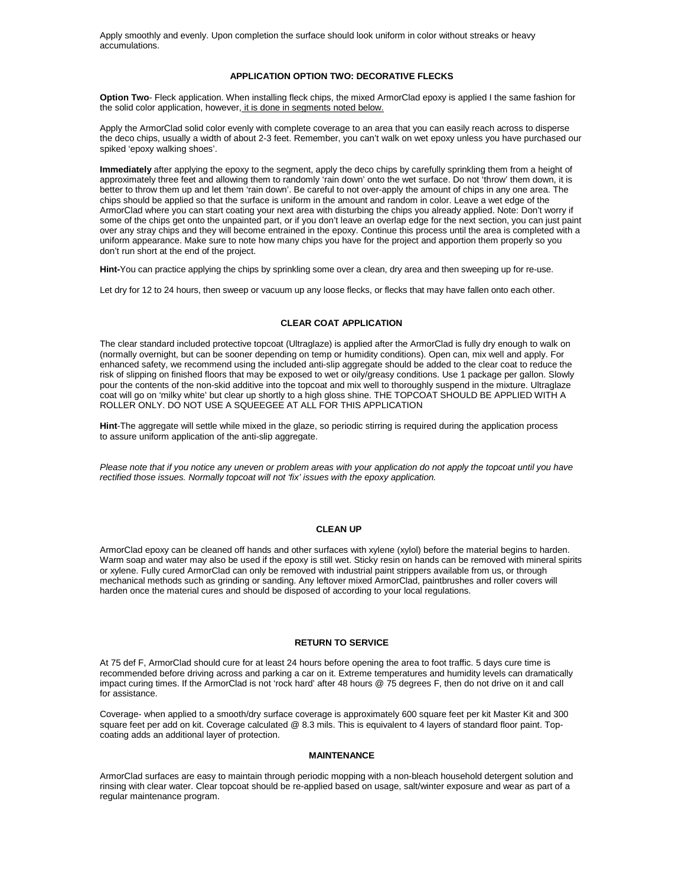Apply smoothly and evenly. Upon completion the surface should look uniform in color without streaks or heavy accumulations.

## APPLICATION OPTION TWO: DECORATIVE FLECKS

**Option Two**- Fleck application. When installing fleck chips, the mixed ArmorClad epoxy is applied I the same fashion for the solid color application, however, it is done in segments noted below.

Apply the ArmorClad solid color evenly with complete coverage to an area that you can easily reach across to disperse the deco chips, usually a width of about 2-3 feet. Remember, you can't walk on wet epoxy unless you have purchased our spiked 'epoxy walking shoes'.

**Immediately** after applying the epoxy to the segment, apply the deco chips by carefully sprinkling them from a height of approximately three feet and allowing them to randomly 'rain down' onto the wet surface. Do not 'throw' them down, it is better to throw them up and let them 'rain down'. Be careful to not over-apply the amount of chips in any one area. The chips should be applied so that the surface is uniform in the amount and random in color. Leave a wet edge of the ArmorClad where you can start coating your next area with disturbing the chips you already applied. Note: Don't worry if some of the chips get onto the unpainted part, or if you don't leave an overlap edge for the next section, you can just paint over any stray chips and they will become entrained in the epoxy. Continue this process until the area is completed with a uniform appearance. Make sure to note how many chips you have for the project and apportion them properly so you don't run short at the end of the project.

**Hint-**You can practice applying the chips by sprinkling some over a clean, dry area and then sweeping up for re-use.

Let dry for 12 to 24 hours, then sweep or vacuum up any loose flecks, or flecks that may have fallen onto each other.

## CLEAR COAT APPLICATION

The clear standard included protective topcoat (Ultraglaze) is applied after the ArmorClad is fully dry enough to walk on (normally overnight, but can be sooner depending on temp or humidity conditions). Open can, mix well and apply. For enhanced safety, we recommend using the included anti-slip aggregate should be added to the clear coat to reduce the risk of slipping on finished floors that may be exposed to wet or oily/greasy conditions. Use 1 package per gallon. Slowly pour the contents of the non-skid additive into the topcoat and mix well to thoroughly suspend in the mixture. Ultraglaze coat will go on 'milky white' but clear up shortly to a high gloss shine. THE TOPCOAT SHOULD BE APPLIED WITH A ROLLER ONLY. DO NOT USE A SQUEEGEE AT ALL FOR THIS APPLICATION

**Hint**-The aggregate will settle while mixed in the glaze, so periodic stirring is required during the application process to assure uniform application of the anti-slip aggregate.

*Please note that if you notice any uneven or problem areas with your application do not apply the topcoat until you have rectified those issues. Normally topcoat will not 'fix' issues with the epoxy application.*

## CLEAN UP

ArmorClad epoxy can be cleaned off hands and other surfaces with xylene (xylol) before the material begins to harden. Warm soap and water may also be used if the epoxy is still wet. Sticky resin on hands can be removed with mineral spirits or xylene. Fully cured ArmorClad can only be removed with industrial paint strippers available from us, or through mechanical methods such as grinding or sanding. Any leftover mixed ArmorClad, paintbrushes and roller covers will harden once the material cures and should be disposed of according to your local regulations.

## RETURN TO SERVICE

At 75 def F, ArmorClad should cure for at least 24 hours before opening the area to foot traffic. 5 days cure time is recommended before driving across and parking a car on it. Extreme temperatures and humidity levels can dramatically impact curing times. If the ArmorClad is not 'rock hard' after 48 hours @ 75 degrees F, then do not drive on it and call for assistance.

Coverage- when applied to a smooth/dry surface coverage is approximately 600 square feet per kit Master Kit and 300 square feet per add on kit. Coverage calculated @ 8.3 mils. This is equivalent to 4 layers of standard floor paint. Top-coating adds an additional layer of protection.

## MAINTENANCE

ArmorClad surfaces are easy to maintain through periodic mopping with a non-bleach household detergent solution and rinsing with clear water. Clear topcoat should be re-applied based on usage, salt/winter exposure and wear as part of a regular maintenance program.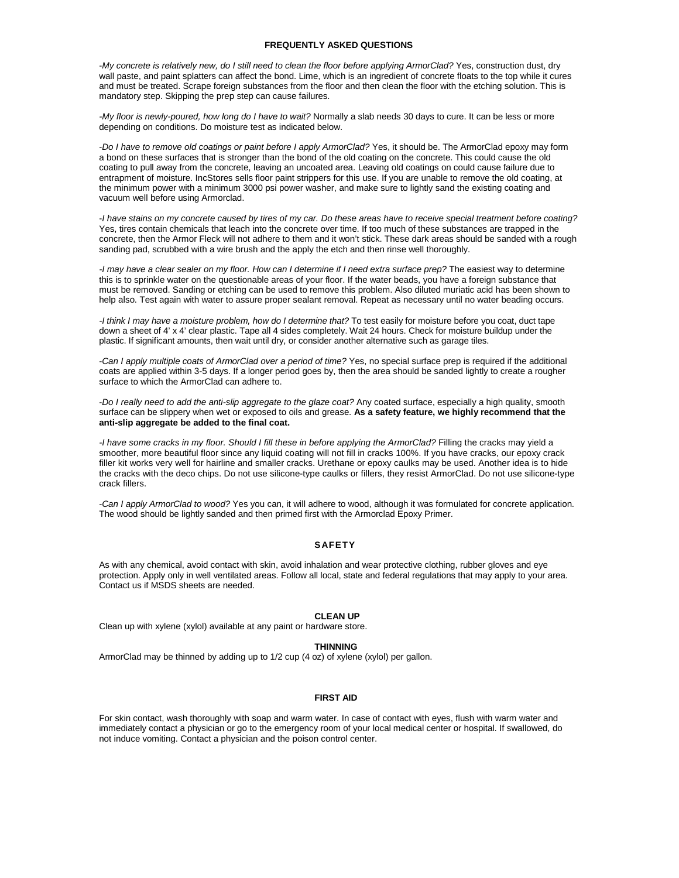## FREQUENTLY ASKED QUESTIONS

*-My concrete is relatively new, do I still need to clean the floor before applying ArmorClad?* Yes, construction dust, dry wall paste, and paint splatters can affect the bond. Lime, which is an ingredient of concrete floats to the top while it cures and must be treated. Scrape foreign substances from the floor and then clean the floor with the etching solution. This is mandatory step. Skipping the prep step can cause failures.

*-My floor is newly-poured, how long do I have to wait?* Normally a slab needs 30 days to cure. It can be less or more depending on conditions. Do moisture test as indicated below.

*-Do I have to remove old coatings or paint before I apply ArmorClad?* Yes, it should be. The ArmorClad epoxy may form a bond on these surfaces that is stronger than the bond of the old coating on the concrete. This could cause the old coating to pull away from the concrete, leaving an uncoated area. Leaving old coatings on could cause failure due to entrapment of moisture. IncStores sells floor paint strippers for this use. If you are unable to remove the old coating, at the minimum power with a minimum 3000 psi power washer, and make sure to lightly sand the existing coating and vacuum well before using Armorclad.

*-I have stains on my concrete caused by tires of my car. Do these areas have to receive special treatment before coating?* Yes, tires contain chemicals that leach into the concrete over time. If too much of these substances are trapped in the concrete, then the Armor Fleck will not adhere to them and it won't stick. These dark areas should be sanded with a rough sanding pad, scrubbed with a wire brush and the apply the etch and then rinse well thoroughly.

*-I may have a clear sealer on my floor. How can I determine if I need extra surface prep?* The easiest way to determine this is to sprinkle water on the questionable areas of your floor. If the water beads, you have a foreign substance that must be removed. Sanding or etching can be used to remove this problem. Also diluted muriatic acid has been shown to help also. Test again with water to assure proper sealant removal. Repeat as necessary until no water beading occurs.

*-I think I may have a moisture problem, how do I determine that?* To test easily for moisture before you coat, duct tape down a sheet of 4' x 4' clear plastic. Tape all 4 sides completely. Wait 24 hours. Check for moisture buildup under the plastic. If significant amounts, then wait until dry, or consider another alternative such as garage tiles.

*-Can I apply multiple coats of ArmorClad over a period of time?* Yes, no special surface prep is required if the additional coats are applied within 3-5 days. If a longer period goes by, then the area should be sanded lightly to create a rougher surface to which the ArmorClad can adhere to.

*-Do I really need to add the anti-slip aggregate to the glaze coat?* Any coated surface, especially a high quality, smooth surface can be slippery when wet or exposed to oils and grease. **As a safety feature, we highly recommend that the anti-slip aggregate be added to the final coat.**

*-I have some cracks in my floor. Should I fill these in before applying the ArmorClad?* Filling the cracks may yield a smoother, more beautiful floor since any liquid coating will not fill in cracks 100%. If you have cracks, our epoxy crack filler kit works very well for hairline and smaller cracks. Urethane or epoxy caulks may be used. Another idea is to hide the cracks with the deco chips. Do not use silicone-type caulks or fillers, they resist ArmorClad. Do not use silicone-type crack fillers.

*-Can I apply ArmorClad to wood?* Yes you can, it will adhere to wood, although it was formulated for concrete application. The wood should be lightly sanded and then primed first with the Armorclad Epoxy Primer.

## SAFETY

As with any chemical, avoid contact with skin, avoid inhalation and wear protective clothing, rubber gloves and eye protection. Apply only in well ventilated areas. Follow all local, state and federal regulations that may apply to your area. Contact us if MSDS sheets are needed.

## CLEAN UP

Clean up with xylene (xylol) available at any paint or hardware store.

## THINNING

ArmorClad may be thinned by adding up to 1/2 cup (4 oz) of xylene (xylol) per gallon.

## FIRST AID

For skin contact, wash thoroughly with soap and warm water. In case of contact with eyes, flush with warm water and immediately contact a physician or go to the emergency room of your local medical center or hospital. If swallowed, do not induce vomiting. Contact a physician and the poison control center.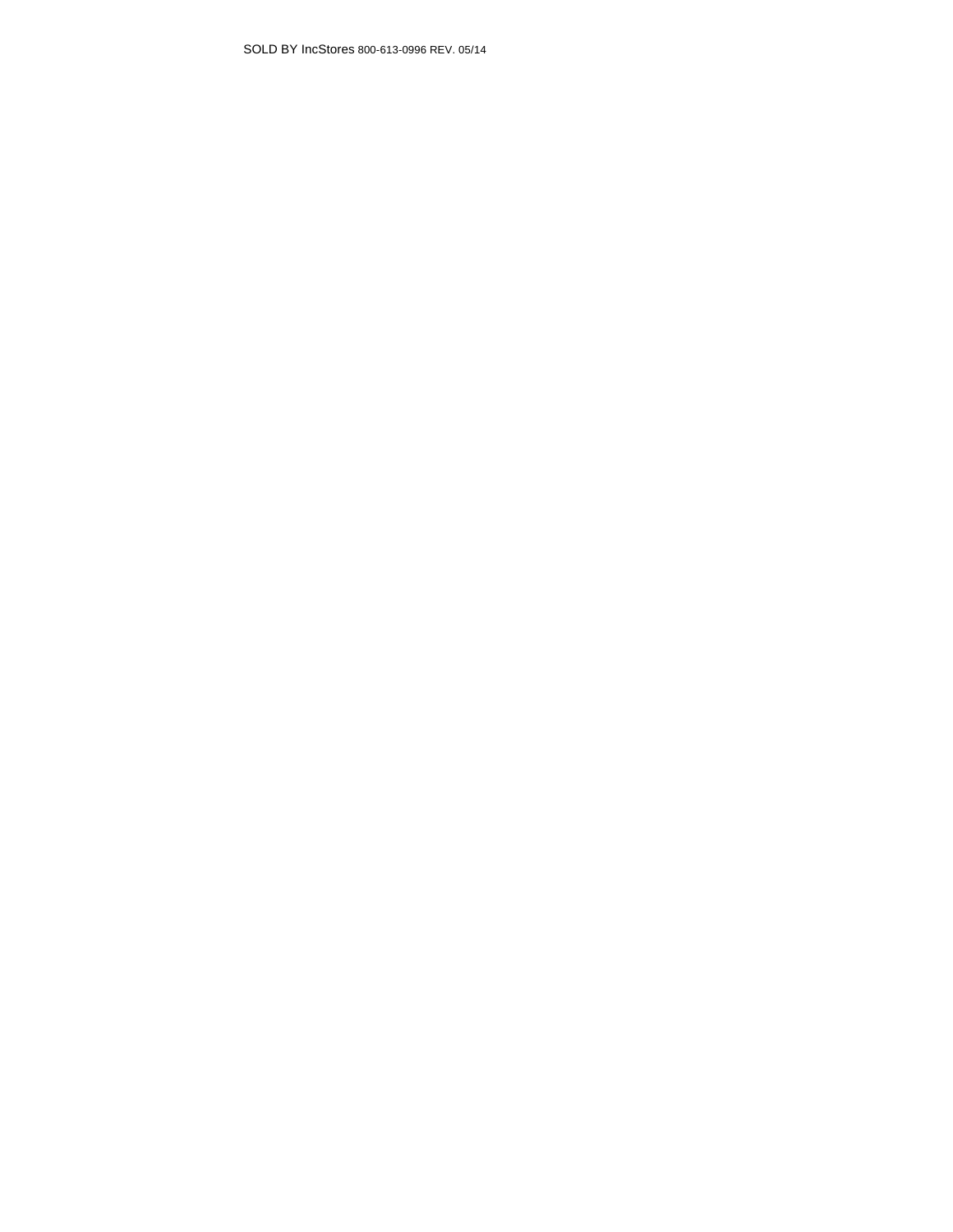SOLD BY IncStores 800-613-0996 REV. 05/14